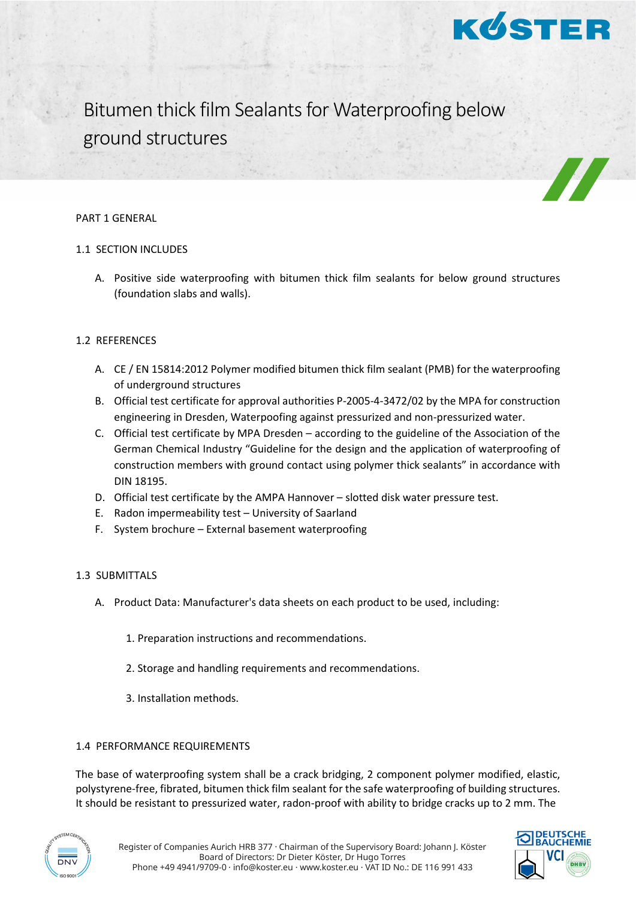# Bitumen thick film Sealants for Waterproofing below ground structures

## PART 1 GENERAL

### 1.1 SECTION INCLUDES

A. Positive side waterproofing with bitumen thick film sealants for below ground structures (foundation slabs and walls).

### 1.2 REFERENCES

A. CE / EN 15814:2012 Polymer modified bitumen thick film sealant (PMB) for the waterproofing of underground structures
B. Official test certificate for approval authorities P-2005-4-3472/02 by the MPA for construction engineering in Dresden, Waterpoofing against pressurized and non-pressurized water.
C. Official test certificate by MPA Dresden – according to the guideline of the Association of the German Chemical Industry "Guideline for the design and the application of waterproofing of construction members with ground contact using polymer thick sealants" in accordance with DIN 18195.
D. Official test certificate by the AMPA Hannover – slotted disk water pressure test.
E. Radon impermeability test – University of Saarland
F. System brochure – External basement waterproofing

### 1.3 SUBMITTALS

A. Product Data: Manufacturer's data sheets on each product to be used, including:

1. Preparation instructions and recommendations.
2. Storage and handling requirements and recommendations.
3. Installation methods.

### 1.4 PERFORMANCE REQUIREMENTS

The base of waterproofing system shall be a crack bridging, 2 component polymer modified, elastic, polystyrene-free, fibrated, bitumen thick film sealant for the safe waterproofing of building structures. It should be resistant to pressurized water, radon-proof with ability to bridge cracks up to 2 mm. The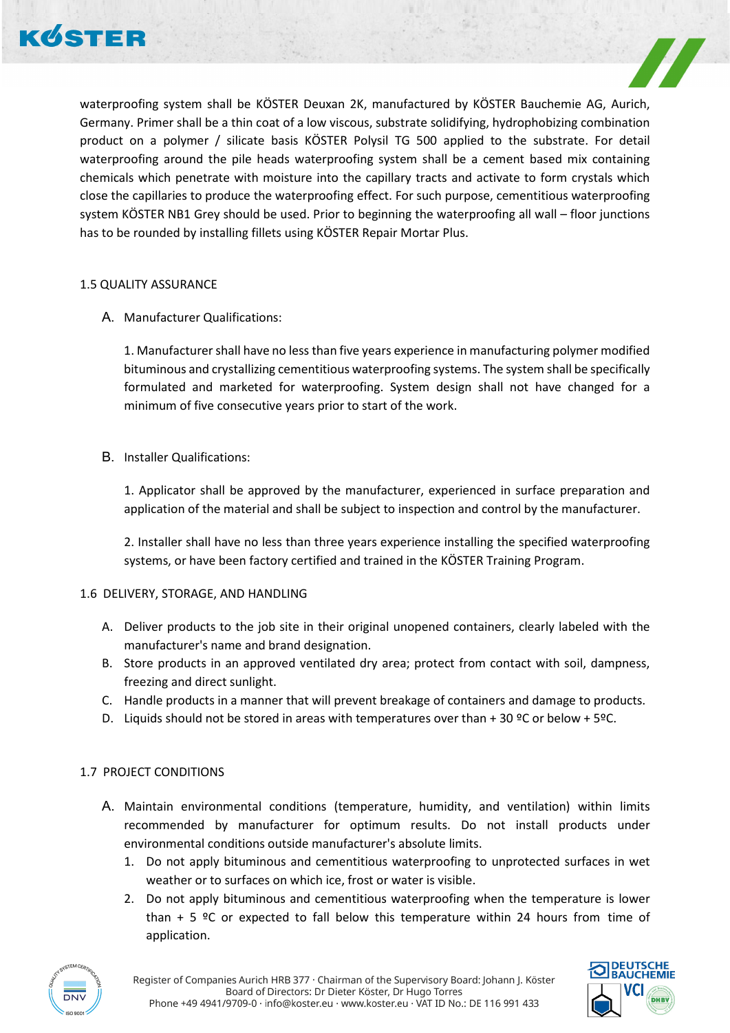waterproofing system shall be KÖSTER Deuxan 2K, manufactured by KÖSTER Bauchemie AG, Aurich, Germany. Primer shall be a thin coat of a low viscous, substrate solidifying, hydrophobizing combination product on a polymer / silicate basis KÖSTER Polysil TG 500 applied to the substrate. For detail waterproofing around the pile heads waterproofing system shall be a cement based mix containing chemicals which penetrate with moisture into the capillary tracts and activate to form crystals which close the capillaries to produce the waterproofing effect. For such purpose, cementitious waterproofing system KÖSTER NB1 Grey should be used. Prior to beginning the waterproofing all wall – floor junctions has to be rounded by installing fillets using KÖSTER Repair Mortar Plus.

## 1.5 QUALITY ASSURANCE

A. Manufacturer Qualifications:

1. Manufacturer shall have no less than five years experience in manufacturing polymer modified bituminous and crystallizing cementitious waterproofing systems. The system shall be specifically formulated and marketed for waterproofing. System design shall not have changed for a minimum of five consecutive years prior to start of the work.

B. Installer Qualifications:

1. Applicator shall be approved by the manufacturer, experienced in surface preparation and application of the material and shall be subject to inspection and control by the manufacturer.

2. Installer shall have no less than three years experience installing the specified waterproofing systems, or have been factory certified and trained in the KÖSTER Training Program.

## 1.6 DELIVERY, STORAGE, AND HANDLING

A. Deliver products to the job site in their original unopened containers, clearly labeled with the manufacturer's name and brand designation.
B. Store products in an approved ventilated dry area; protect from contact with soil, dampness, freezing and direct sunlight.
C. Handle products in a manner that will prevent breakage of containers and damage to products.
D. Liquids should not be stored in areas with temperatures over than + 30 ºC or below + 5ºC.

## 1.7 PROJECT CONDITIONS

A. Maintain environmental conditions (temperature, humidity, and ventilation) within limits recommended by manufacturer for optimum results. Do not install products under environmental conditions outside manufacturer's absolute limits.
   1. Do not apply bituminous and cementitious waterproofing to unprotected surfaces in wet weather or to surfaces on which ice, frost or water is visible.
   2. Do not apply bituminous and cementitious waterproofing when the temperature is lower than + 5 ºC or expected to fall below this temperature within 24 hours from time of application.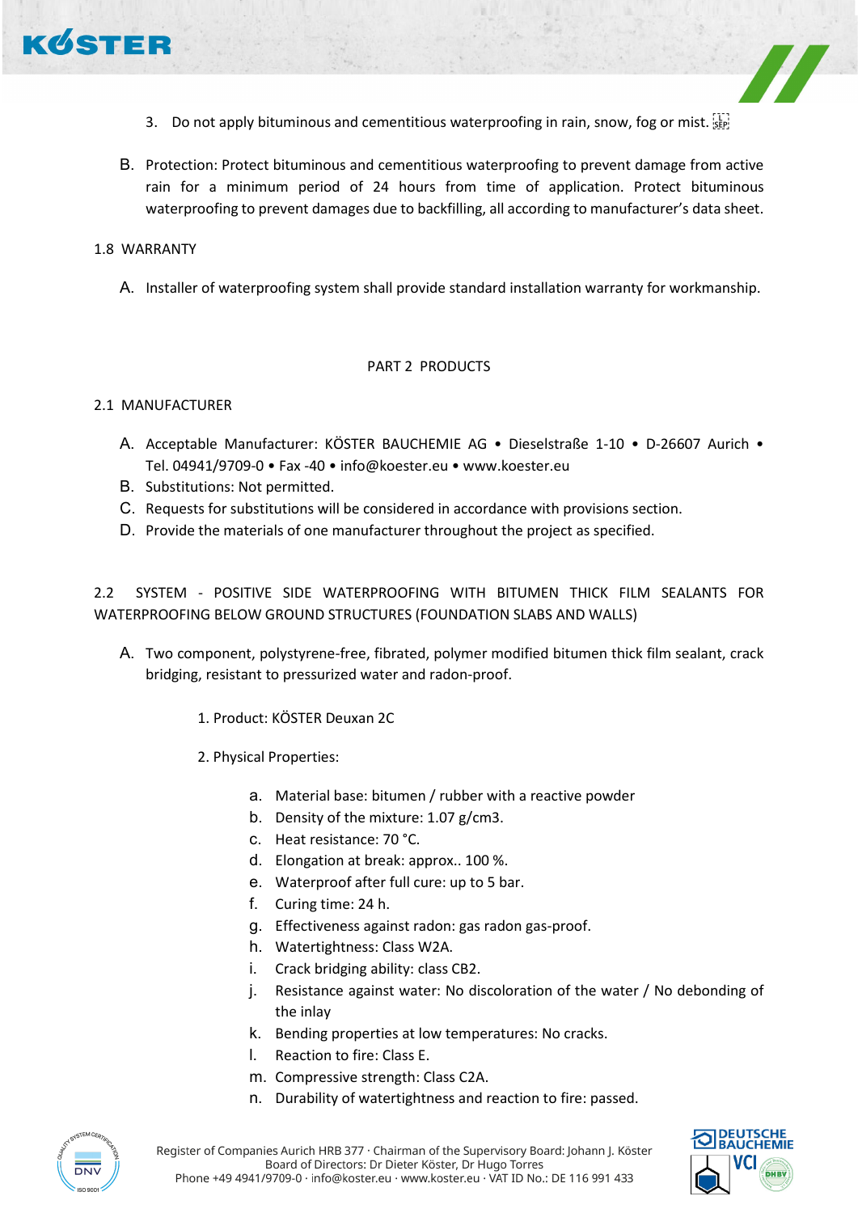3. Do not apply bituminous and cementitious waterproofing in rain, snow, fog or mist.

B. Protection: Protect bituminous and cementitious waterproofing to prevent damage from active rain for a minimum period of 24 hours from time of application. Protect bituminous waterproofing to prevent damages due to backfilling, all according to manufacturer's data sheet.

1.8 WARRANTY

A. Installer of waterproofing system shall provide standard installation warranty for workmanship.

PART 2 PRODUCTS

2.1 MANUFACTURER

A. Acceptable Manufacturer: KÖSTER BAUCHEMIE AG • Dieselstraße 1-10 • D-26607 Aurich • Tel. 04941/9709-0 • Fax -40 • info@koester.eu • www.koester.eu
B. Substitutions: Not permitted.
C. Requests for substitutions will be considered in accordance with provisions section.
D. Provide the materials of one manufacturer throughout the project as specified.

2.2 SYSTEM - POSITIVE SIDE WATERPROOFING WITH BITUMEN THICK FILM SEALANTS FOR WATERPROOFING BELOW GROUND STRUCTURES (FOUNDATION SLABS AND WALLS)

A. Two component, polystyrene-free, fibrated, polymer modified bitumen thick film sealant, crack bridging, resistant to pressurized water and radon-proof.

1. Product: KÖSTER Deuxan 2C

2. Physical Properties:

a. Material base: bitumen / rubber with a reactive powder
b. Density of the mixture: 1.07 g/cm3.
c. Heat resistance: 70 °C.
d. Elongation at break: approx.. 100 %.
e. Waterproof after full cure: up to 5 bar.
f. Curing time: 24 h.
g. Effectiveness against radon: gas radon gas-proof.
h. Watertightness: Class W2A.
i. Crack bridging ability: class CB2.
j. Resistance against water: No discoloration of the water / No debonding of the inlay
k. Bending properties at low temperatures: No cracks.
l. Reaction to fire: Class E.
m. Compressive strength: Class C2A.
n. Durability of watertightness and reaction to fire: passed.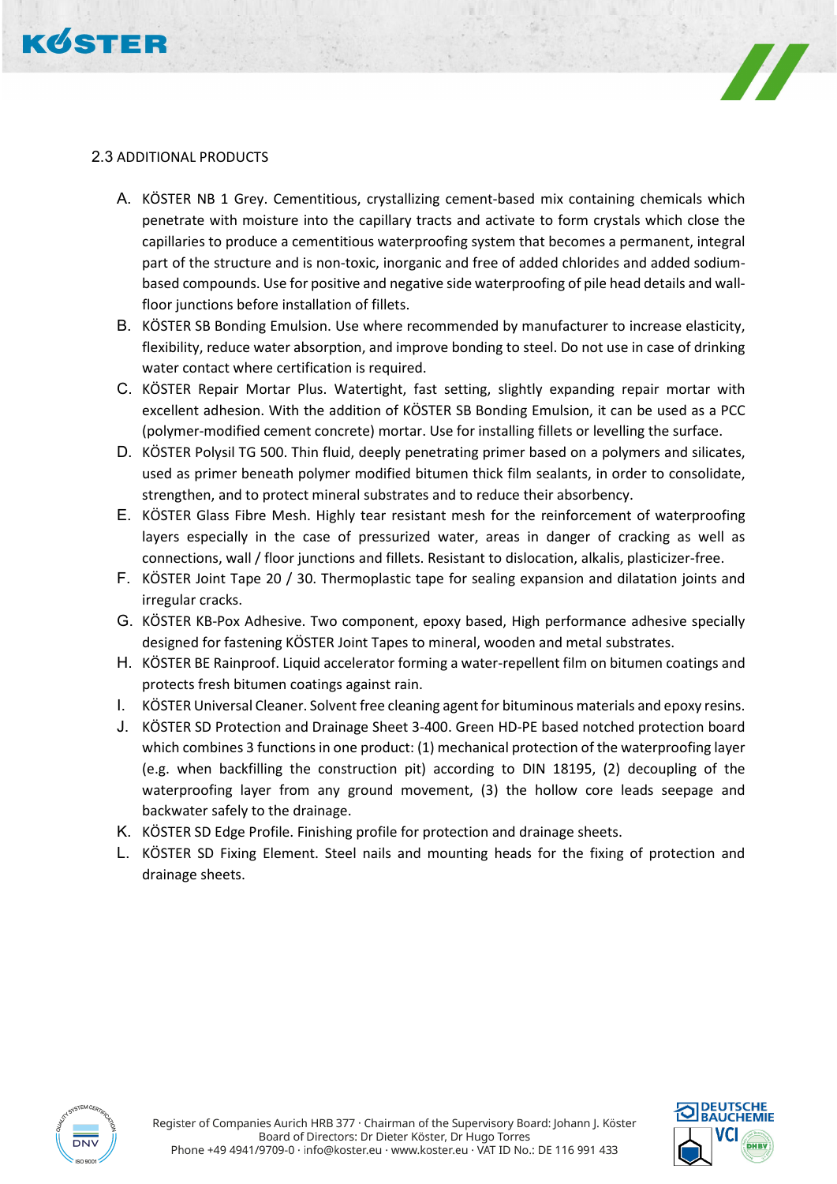## 2.3 ADDITIONAL PRODUCTS

A. KÖSTER NB 1 Grey. Cementitious, crystallizing cement-based mix containing chemicals which penetrate with moisture into the capillary tracts and activate to form crystals which close the capillaries to produce a cementitious waterproofing system that becomes a permanent, integral part of the structure and is non-toxic, inorganic and free of added chlorides and added sodium-based compounds. Use for positive and negative side waterproofing of pile head details and wall-floor junctions before installation of fillets.

B. KÖSTER SB Bonding Emulsion. Use where recommended by manufacturer to increase elasticity, flexibility, reduce water absorption, and improve bonding to steel. Do not use in case of drinking water contact where certification is required.

C. KÖSTER Repair Mortar Plus. Watertight, fast setting, slightly expanding repair mortar with excellent adhesion. With the addition of KÖSTER SB Bonding Emulsion, it can be used as a PCC (polymer-modified cement concrete) mortar. Use for installing fillets or levelling the surface.

D. KÖSTER Polysil TG 500. Thin fluid, deeply penetrating primer based on a polymers and silicates, used as primer beneath polymer modified bitumen thick film sealants, in order to consolidate, strengthen, and to protect mineral substrates and to reduce their absorbency.

E. KÖSTER Glass Fibre Mesh. Highly tear resistant mesh for the reinforcement of waterproofing layers especially in the case of pressurized water, areas in danger of cracking as well as connections, wall / floor junctions and fillets. Resistant to dislocation, alkalis, plasticizer-free.

F. KÖSTER Joint Tape 20 / 30. Thermoplastic tape for sealing expansion and dilatation joints and irregular cracks.

G. KÖSTER KB-Pox Adhesive. Two component, epoxy based, High performance adhesive specially designed for fastening KÖSTER Joint Tapes to mineral, wooden and metal substrates.

H. KÖSTER BE Rainproof. Liquid accelerator forming a water-repellent film on bitumen coatings and protects fresh bitumen coatings against rain.

I. KÖSTER Universal Cleaner. Solvent free cleaning agent for bituminous materials and epoxy resins.

J. KÖSTER SD Protection and Drainage Sheet 3-400. Green HD-PE based notched protection board which combines 3 functions in one product: (1) mechanical protection of the waterproofing layer (e.g. when backfilling the construction pit) according to DIN 18195, (2) decoupling of the waterproofing layer from any ground movement, (3) the hollow core leads seepage and backwater safely to the drainage.

K. KÖSTER SD Edge Profile. Finishing profile for protection and drainage sheets.

L. KÖSTER SD Fixing Element. Steel nails and mounting heads for the fixing of protection and drainage sheets.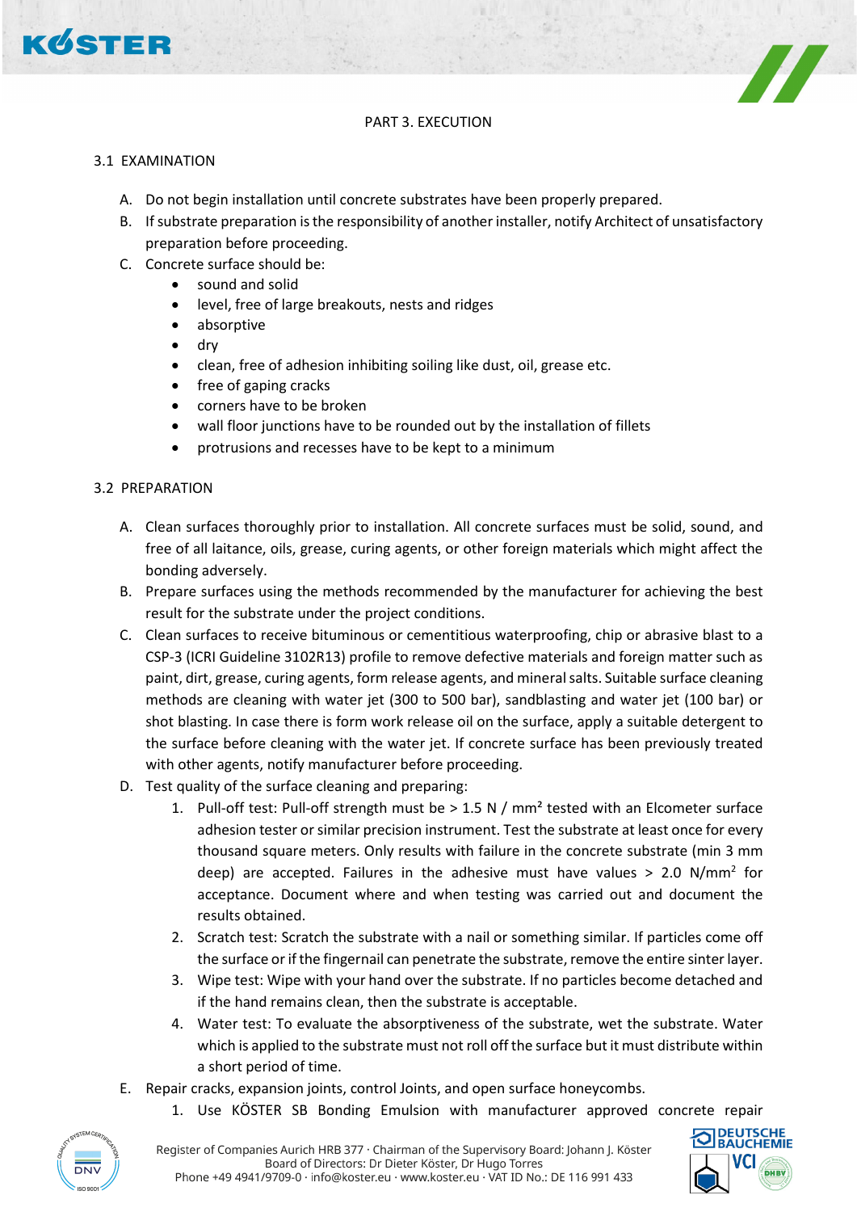# PART 3. EXECUTION

## 3.1 EXAMINATION

A. Do not begin installation until concrete substrates have been properly prepared.

B. If substrate preparation is the responsibility of another installer, notify Architect of unsatisfactory preparation before proceeding.

C. Concrete surface should be:
- sound and solid
- level, free of large breakouts, nests and ridges
- absorptive
- dry
- clean, free of adhesion inhibiting soiling like dust, oil, grease etc.
- free of gaping cracks
- corners have to be broken
- wall floor junctions have to be rounded out by the installation of fillets
- protrusions and recesses have to be kept to a minimum

## 3.2 PREPARATION

A. Clean surfaces thoroughly prior to installation. All concrete surfaces must be solid, sound, and free of all laitance, oils, grease, curing agents, or other foreign materials which might affect the bonding adversely.

B. Prepare surfaces using the methods recommended by the manufacturer for achieving the best result for the substrate under the project conditions.

C. Clean surfaces to receive bituminous or cementitious waterproofing, chip or abrasive blast to a CSP-3 (ICRI Guideline 3102R13) profile to remove defective materials and foreign matter such as paint, dirt, grease, curing agents, form release agents, and mineral salts. Suitable surface cleaning methods are cleaning with water jet (300 to 500 bar), sandblasting and water jet (100 bar) or shot blasting. In case there is form work release oil on the surface, apply a suitable detergent to the surface before cleaning with the water jet. If concrete surface has been previously treated with other agents, notify manufacturer before proceeding.

D. Test quality of the surface cleaning and preparing:
1. Pull-off test: Pull-off strength must be > 1.5 N / mm² tested with an Elcometer surface adhesion tester or similar precision instrument. Test the substrate at least once for every thousand square meters. Only results with failure in the concrete substrate (min 3 mm deep) are accepted. Failures in the adhesive must have values > 2.0 N/mm² for acceptance. Document where and when testing was carried out and document the results obtained.
2. Scratch test: Scratch the substrate with a nail or something similar. If particles come off the surface or if the fingernail can penetrate the substrate, remove the entire sinter layer.
3. Wipe test: Wipe with your hand over the substrate. If no particles become detached and if the hand remains clean, then the substrate is acceptable.
4. Water test: To evaluate the absorptiveness of the substrate, wet the substrate. Water which is applied to the substrate must not roll off the surface but it must distribute within a short period of time.

E. Repair cracks, expansion joints, control Joints, and open surface honeycombs.
1. Use KÖSTER SB Bonding Emulsion with manufacturer approved concrete repair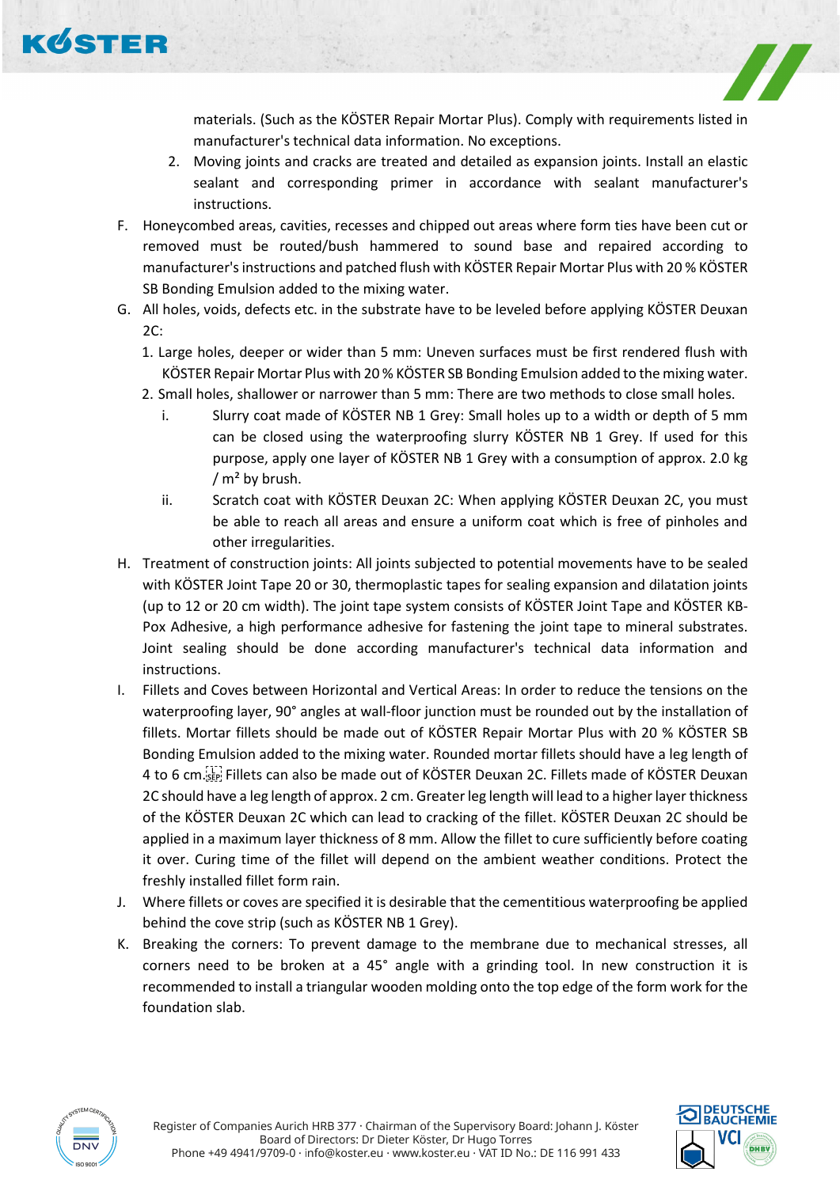materials. (Such as the KÖSTER Repair Mortar Plus). Comply with requirements listed in manufacturer's technical data information. No exceptions.

2. Moving joints and cracks are treated and detailed as expansion joints. Install an elastic sealant and corresponding primer in accordance with sealant manufacturer's instructions.

F. Honeycombed areas, cavities, recesses and chipped out areas where form ties have been cut or removed must be routed/bush hammered to sound base and repaired according to manufacturer's instructions and patched flush with KÖSTER Repair Mortar Plus with 20 % KÖSTER SB Bonding Emulsion added to the mixing water.

G. All holes, voids, defects etc. in the substrate have to be leveled before applying KÖSTER Deuxan 2C:

1. Large holes, deeper or wider than 5 mm: Uneven surfaces must be first rendered flush with KÖSTER Repair Mortar Plus with 20 % KÖSTER SB Bonding Emulsion added to the mixing water.
2. Small holes, shallower or narrower than 5 mm: There are two methods to close small holes.
   i. Slurry coat made of KÖSTER NB 1 Grey: Small holes up to a width or depth of 5 mm can be closed using the waterproofing slurry KÖSTER NB 1 Grey. If used for this purpose, apply one layer of KÖSTER NB 1 Grey with a consumption of approx. 2.0 kg / m² by brush.
   ii. Scratch coat with KÖSTER Deuxan 2C: When applying KÖSTER Deuxan 2C, you must be able to reach all areas and ensure a uniform coat which is free of pinholes and other irregularities.

H. Treatment of construction joints: All joints subjected to potential movements have to be sealed with KÖSTER Joint Tape 20 or 30, thermoplastic tapes for sealing expansion and dilatation joints (up to 12 or 20 cm width). The joint tape system consists of KÖSTER Joint Tape and KÖSTER KB-Pox Adhesive, a high performance adhesive for fastening the joint tape to mineral substrates. Joint sealing should be done according manufacturer's technical data information and instructions.

I. Fillets and Coves between Horizontal and Vertical Areas: In order to reduce the tensions on the waterproofing layer, 90° angles at wall-floor junction must be rounded out by the installation of fillets. Mortar fillets should be made out of KÖSTER Repair Mortar Plus with 20 % KÖSTER SB Bonding Emulsion added to the mixing water. Rounded mortar fillets should have a leg length of 4 to 6 cm. Fillets can also be made out of KÖSTER Deuxan 2C. Fillets made of KÖSTER Deuxan 2C should have a leg length of approx. 2 cm. Greater leg length will lead to a higher layer thickness of the KÖSTER Deuxan 2C which can lead to cracking of the fillet. KÖSTER Deuxan 2C should be applied in a maximum layer thickness of 8 mm. Allow the fillet to cure sufficiently before coating it over. Curing time of the fillet will depend on the ambient weather conditions. Protect the freshly installed fillet form rain.

J. Where fillets or coves are specified it is desirable that the cementitious waterproofing be applied behind the cove strip (such as KÖSTER NB 1 Grey).

K. Breaking the corners: To prevent damage to the membrane due to mechanical stresses, all corners need to be broken at a 45° angle with a grinding tool. In new construction it is recommended to install a triangular wooden molding onto the top edge of the form work for the foundation slab.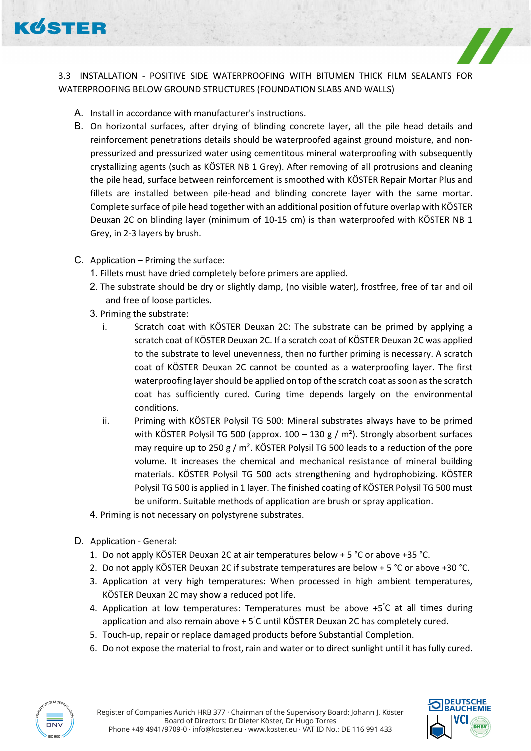3.3 INSTALLATION - POSITIVE SIDE WATERPROOFING WITH BITUMEN THICK FILM SEALANTS FOR WATERPROOFING BELOW GROUND STRUCTURES (FOUNDATION SLABS AND WALLS)

A. Install in accordance with manufacturer's instructions.

B. On horizontal surfaces, after drying of blinding concrete layer, all the pile head details and reinforcement penetrations details should be waterproofed against ground moisture, and non-pressurized and pressurized water using cementitous mineral waterproofing with subsequently crystallizing agents (such as KÖSTER NB 1 Grey). After removing of all protrusions and cleaning the pile head, surface between reinforcement is smoothed with KÖSTER Repair Mortar Plus and fillets are installed between pile-head and blinding concrete layer with the same mortar. Complete surface of pile head together with an additional position of future overlap with KÖSTER Deuxan 2C on blinding layer (minimum of 10-15 cm) is than waterproofed with KÖSTER NB 1 Grey, in 2-3 layers by brush.

C. Application – Priming the surface:

1. Fillets must have dried completely before primers are applied.
2. The substrate should be dry or slightly damp, (no visible water), frostfree, free of tar and oil and free of loose particles.
3. Priming the substrate:
   - i. Scratch coat with KÖSTER Deuxan 2C: The substrate can be primed by applying a scratch coat of KÖSTER Deuxan 2C. If a scratch coat of KÖSTER Deuxan 2C was applied to the substrate to level unevenness, then no further priming is necessary. A scratch coat of KÖSTER Deuxan 2C cannot be counted as a waterproofing layer. The first waterproofing layer should be applied on top of the scratch coat as soon as the scratch coat has sufficiently cured. Curing time depends largely on the environmental conditions.
   - ii. Priming with KÖSTER Polysil TG 500: Mineral substrates always have to be primed with KÖSTER Polysil TG 500 (approx. 100 – 130 g / m²). Strongly absorbent surfaces may require up to 250 g / m². KÖSTER Polysil TG 500 leads to a reduction of the pore volume. It increases the chemical and mechanical resistance of mineral building materials. KÖSTER Polysil TG 500 acts strengthening and hydrophobizing. KÖSTER Polysil TG 500 is applied in 1 layer. The finished coating of KÖSTER Polysil TG 500 must be uniform. Suitable methods of application are brush or spray application.
4. Priming is not necessary on polystyrene substrates.

D. Application - General:

1. Do not apply KÖSTER Deuxan 2C at air temperatures below + 5 °C or above +35 °C.
2. Do not apply KÖSTER Deuxan 2C if substrate temperatures are below + 5 °C or above +30 °C.
3. Application at very high temperatures: When processed in high ambient temperatures, KÖSTER Deuxan 2C may show a reduced pot life.
4. Application at low temperatures: Temperatures must be above +5 °C at all times during application and also remain above + 5 °C until KÖSTER Deuxan 2C has completely cured.
5. Touch-up, repair or replace damaged products before Substantial Completion.
6. Do not expose the material to frost, rain and water or to direct sunlight until it has fully cured.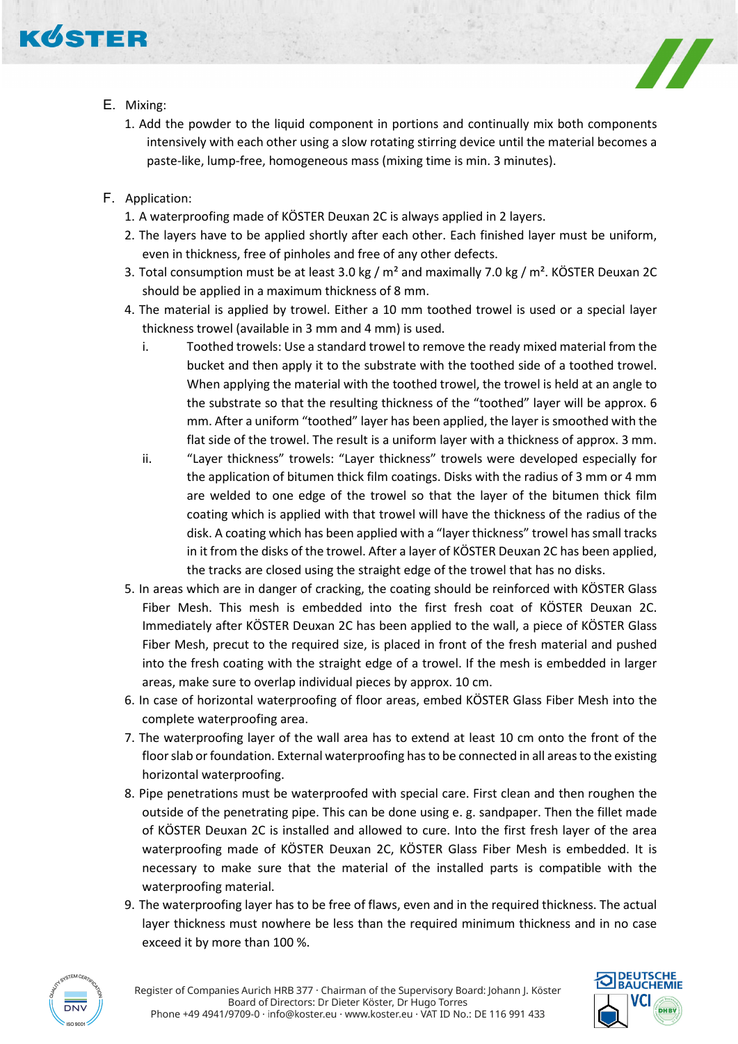E. Mixing:

1. Add the powder to the liquid component in portions and continually mix both components intensively with each other using a slow rotating stirring device until the material becomes a paste-like, lump-free, homogeneous mass (mixing time is min. 3 minutes).

F. Application:

1. A waterproofing made of KÖSTER Deuxan 2C is always applied in 2 layers.
2. The layers have to be applied shortly after each other. Each finished layer must be uniform, even in thickness, free of pinholes and free of any other defects.
3. Total consumption must be at least 3.0 kg / m² and maximally 7.0 kg / m². KÖSTER Deuxan 2C should be applied in a maximum thickness of 8 mm.
4. The material is applied by trowel. Either a 10 mm toothed trowel is used or a special layer thickness trowel (available in 3 mm and 4 mm) is used.
   i. Toothed trowels: Use a standard trowel to remove the ready mixed material from the bucket and then apply it to the substrate with the toothed side of a toothed trowel. When applying the material with the toothed trowel, the trowel is held at an angle to the substrate so that the resulting thickness of the "toothed" layer will be approx. 6 mm. After a uniform "toothed" layer has been applied, the layer is smoothed with the flat side of the trowel. The result is a uniform layer with a thickness of approx. 3 mm.
   ii. "Layer thickness" trowels: "Layer thickness" trowels were developed especially for the application of bitumen thick film coatings. Disks with the radius of 3 mm or 4 mm are welded to one edge of the trowel so that the layer of the bitumen thick film coating which is applied with that trowel will have the thickness of the radius of the disk. A coating which has been applied with a "layer thickness" trowel has small tracks in it from the disks of the trowel. After a layer of KÖSTER Deuxan 2C has been applied, the tracks are closed using the straight edge of the trowel that has no disks.
5. In areas which are in danger of cracking, the coating should be reinforced with KÖSTER Glass Fiber Mesh. This mesh is embedded into the first fresh coat of KÖSTER Deuxan 2C. Immediately after KÖSTER Deuxan 2C has been applied to the wall, a piece of KÖSTER Glass Fiber Mesh, precut to the required size, is placed in front of the fresh material and pushed into the fresh coating with the straight edge of a trowel. If the mesh is embedded in larger areas, make sure to overlap individual pieces by approx. 10 cm.
6. In case of horizontal waterproofing of floor areas, embed KÖSTER Glass Fiber Mesh into the complete waterproofing area.
7. The waterproofing layer of the wall area has to extend at least 10 cm onto the front of the floor slab or foundation. External waterproofing has to be connected in all areas to the existing horizontal waterproofing.
8. Pipe penetrations must be waterproofed with special care. First clean and then roughen the outside of the penetrating pipe. This can be done using e. g. sandpaper. Then the fillet made of KÖSTER Deuxan 2C is installed and allowed to cure. Into the first fresh layer of the area waterproofing made of KÖSTER Deuxan 2C, KÖSTER Glass Fiber Mesh is embedded. It is necessary to make sure that the material of the installed parts is compatible with the waterproofing material.
9. The waterproofing layer has to be free of flaws, even and in the required thickness. The actual layer thickness must nowhere be less than the required minimum thickness and in no case exceed it by more than 100 %.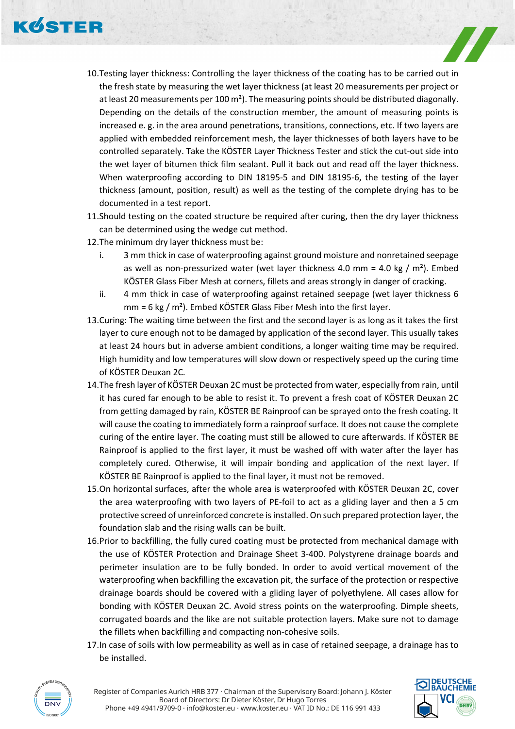10. Testing layer thickness: Controlling the layer thickness of the coating has to be carried out in the fresh state by measuring the wet layer thickness (at least 20 measurements per project or at least 20 measurements per 100 m²). The measuring points should be distributed diagonally. Depending on the details of the construction member, the amount of measuring points is increased e. g. in the area around penetrations, transitions, connections, etc. If two layers are applied with embedded reinforcement mesh, the layer thicknesses of both layers have to be controlled separately. Take the KÖSTER Layer Thickness Tester and stick the cut-out side into the wet layer of bitumen thick film sealant. Pull it back out and read off the layer thickness. When waterproofing according to DIN 18195-5 and DIN 18195-6, the testing of the layer thickness (amount, position, result) as well as the testing of the complete drying has to be documented in a test report.
11. Should testing on the coated structure be required after curing, then the dry layer thickness can be determined using the wedge cut method.
12. The minimum dry layer thickness must be:
    1. 3 mm thick in case of waterproofing against ground moisture and nonretained seepage as well as non-pressurized water (wet layer thickness 4.0 mm = 4.0 kg / m²). Embed KÖSTER Glass Fiber Mesh at corners, fillets and areas strongly in danger of cracking.
    2. 4 mm thick in case of waterproofing against retained seepage (wet layer thickness 6 mm = 6 kg / m²). Embed KÖSTER Glass Fiber Mesh into the first layer.
13. Curing: The waiting time between the first and the second layer is as long as it takes the first layer to cure enough not to be damaged by application of the second layer. This usually takes at least 24 hours but in adverse ambient conditions, a longer waiting time may be required. High humidity and low temperatures will slow down or respectively speed up the curing time of KÖSTER Deuxan 2C.
14. The fresh layer of KÖSTER Deuxan 2C must be protected from water, especially from rain, until it has cured far enough to be able to resist it. To prevent a fresh coat of KÖSTER Deuxan 2C from getting damaged by rain, KÖSTER BE Rainproof can be sprayed onto the fresh coating. It will cause the coating to immediately form a rainproof surface. It does not cause the complete curing of the entire layer. The coating must still be allowed to cure afterwards. If KÖSTER BE Rainproof is applied to the first layer, it must be washed off with water after the layer has completely cured. Otherwise, it will impair bonding and application of the next layer. If KÖSTER BE Rainproof is applied to the final layer, it must not be removed.
15. On horizontal surfaces, after the whole area is waterproofed with KÖSTER Deuxan 2C, cover the area waterproofing with two layers of PE-foil to act as a gliding layer and then a 5 cm protective screed of unreinforced concrete is installed. On such prepared protection layer, the foundation slab and the rising walls can be built.
16. Prior to backfilling, the fully cured coating must be protected from mechanical damage with the use of KÖSTER Protection and Drainage Sheet 3-400. Polystyrene drainage boards and perimeter insulation are to be fully bonded. In order to avoid vertical movement of the waterproofing when backfilling the excavation pit, the surface of the protection or respective drainage boards should be covered with a gliding layer of polyethylene. All cases allow for bonding with KÖSTER Deuxan 2C. Avoid stress points on the waterproofing. Dimple sheets, corrugated boards and the like are not suitable protection layers. Make sure not to damage the fillets when backfilling and compacting non-cohesive soils.
17. In case of soils with low permeability as well as in case of retained seepage, a drainage has to be installed.